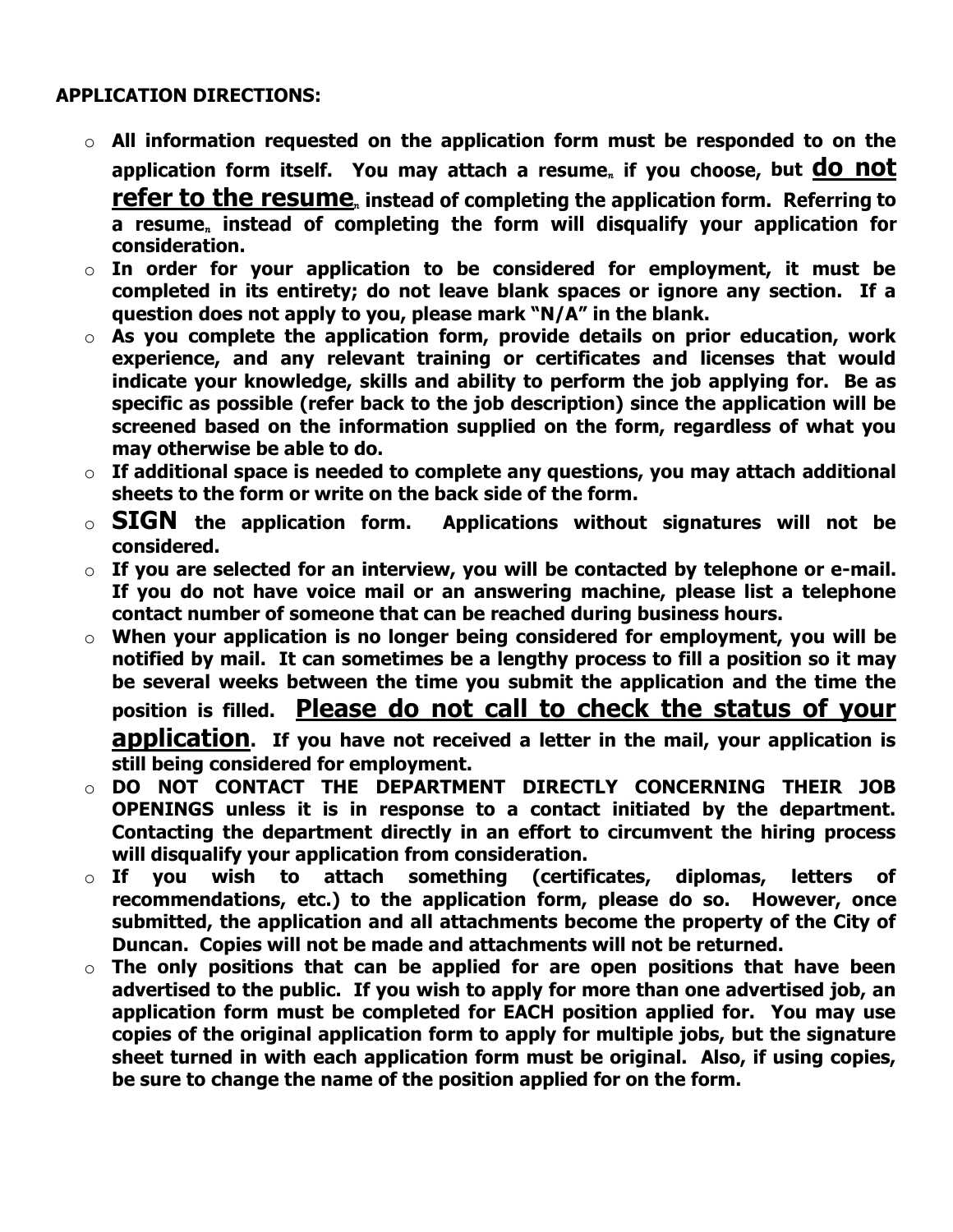**APPLICATION DIRECTIONS:**

- **All information requested on the application form must be responded to on the application form itself. You may attach a resume, if you choose, but <u>do not refer to the resume</u>, instead of completing the application form. Referring to a resume, instead of completing the form will disqualify your application for consideration.**
- **In order for your application to be considered for employment, it must be completed in its entirety; do not leave blank spaces or ignore any section. If a question does not apply to you, please mark "N/A" in the blank.**
- **As you complete the application form, provide details on prior education, work experience, and any relevant training or certificates and licenses that would indicate your knowledge, skills and ability to perform the job applying for. Be as specific as possible (refer back to the job description) since the application will be screened based on the information supplied on the form, regardless of what you may otherwise be able to do.**
- **If additional space is needed to complete any questions, you may attach additional sheets to the form or write on the back side of the form.**
- **SIGN the application form. Applications without signatures will not be considered.**
- **If you are selected for an interview, you will be contacted by telephone or e-mail. If you do not have voice mail or an answering machine, please list a telephone contact number of someone that can be reached during business hours.**
- **When your application is no longer being considered for employment, you will be notified by mail. It can sometimes be a lengthy process to fill a position so it may be several weeks between the time you submit the application and the time the position is filled. <u>Please do not call to check the status of your application</u>. If you have not received a letter in the mail, your application is still being considered for employment.**
- **DO NOT CONTACT THE DEPARTMENT DIRECTLY CONCERNING THEIR JOB OPENINGS unless it is in response to a contact initiated by the department. Contacting the department directly in an effort to circumvent the hiring process will disqualify your application from consideration.**
- **If you wish to attach something (certificates, diplomas, letters of recommendations, etc.) to the application form, please do so. However, once submitted, the application and all attachments become the property of the City of Duncan. Copies will not be made and attachments will not be returned.**
- **The only positions that can be applied for are open positions that have been advertised to the public. If you wish to apply for more than one advertised job, an application form must be completed for EACH position applied for. You may use copies of the original application form to apply for multiple jobs, but the signature sheet turned in with each application form must be original. Also, if using copies, be sure to change the name of the position applied for on the form.**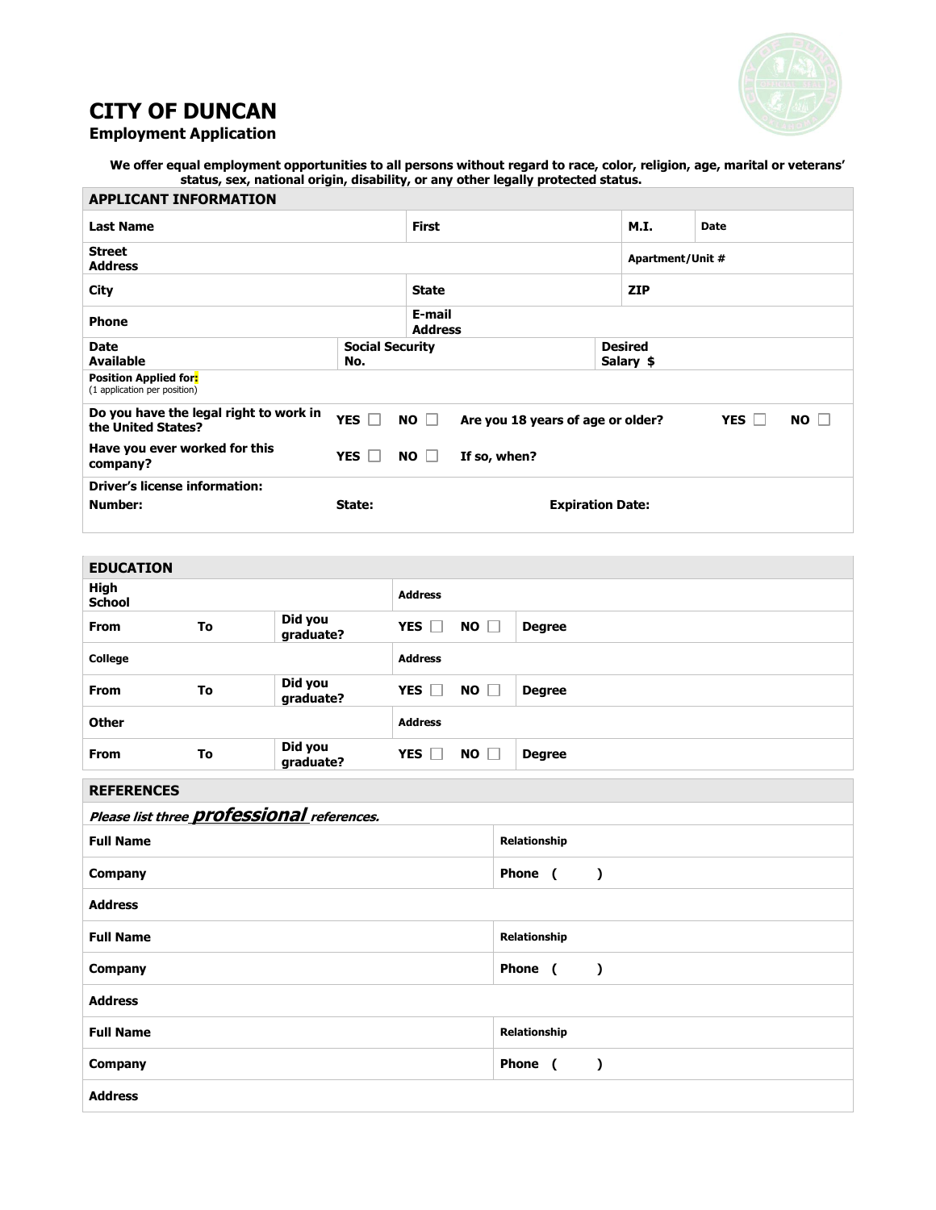# CITY OF DUNCAN

## Employment Application

**We offer equal employment opportunities to all persons without regard to race, color, religion, age, marital or veterans' status, sex, national origin, disability, or any other legally protected status.**

| APPLICANT INFORMATION | | | | | |
|---|---|---|---|---|---|
| **Last Name** | | **First** | | **M.I.** | **Date** |
| **Street Address** | | | | **Apartment/Unit #** | |
| **City** | | **State** | | **ZIP** | |
| **Phone** | | **E-mail Address** | | | |
| **Date Available** | **Social Security No.** | | **Desired Salary $** | | |
| **Position Applied for:** (1 application per position) | | | | | |
| **Do you have the legal right to work in the United States?** | **YES** ☐ **NO** ☐ | **Are you 18 years of age or older?** | | **YES** ☐ | **NO** ☐ |
| **Have you ever worked for this company?** | **YES** ☐ **NO** ☐ | **If so, when?** | | | |
| **Driver's license information:** | | | | | |
| **Number:** | **State:** | | **Expiration Date:** | | |

| EDUCATION | | | | | |
|---|---|---|---|---|---|
| **High School** | | | **Address** | | |
| **From** | **To** | **Did you graduate?** | **YES** ☐ | **NO** ☐ | **Degree** |
| **College** | | | **Address** | | |
| **From** | **To** | **Did you graduate?** | **YES** ☐ | **NO** ☐ | **Degree** |
| **Other** | | | **Address** | | |
| **From** | **To** | **Did you graduate?** | **YES** ☐ | **NO** ☐ | **Degree** |

| REFERENCES | |
|---|---|
| ***Please list three professional references.*** | |
| **Full Name** | **Relationship** |
| **Company** | **Phone ( )** |
| **Address** | |
| **Full Name** | **Relationship** |
| **Company** | **Phone ( )** |
| **Address** | |
| **Full Name** | **Relationship** |
| **Company** | **Phone ( )** |
| **Address** | |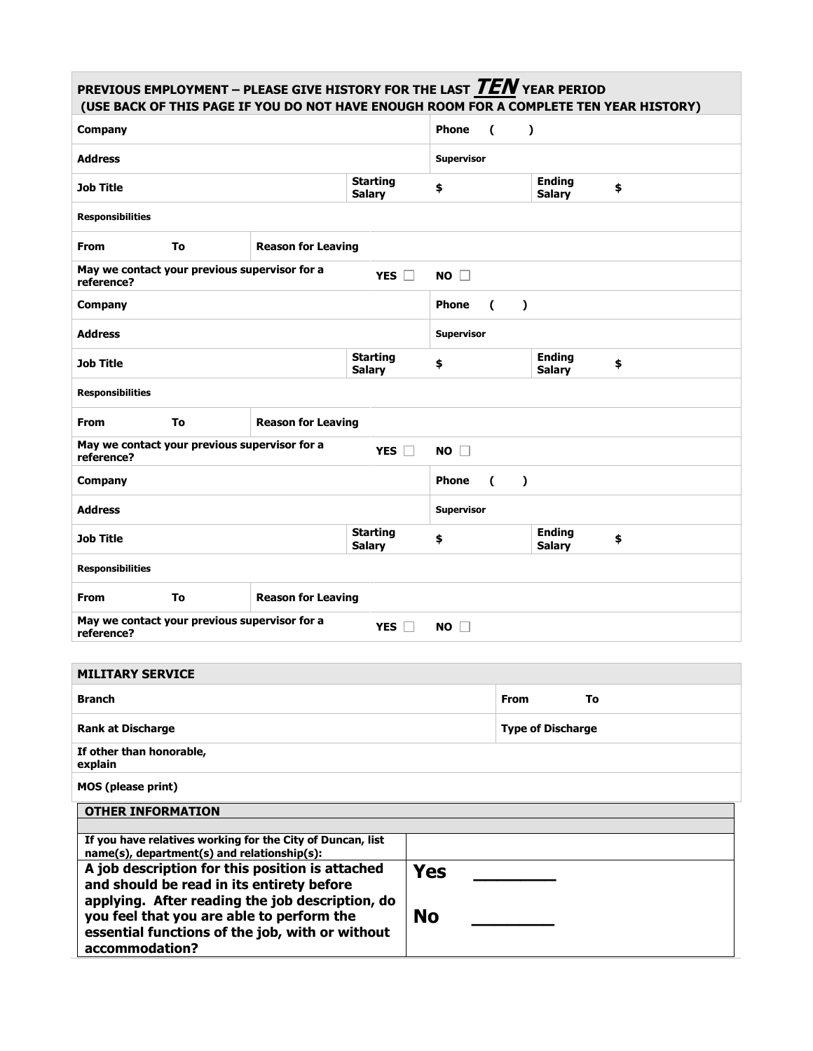## PREVIOUS EMPLOYMENT – PLEASE GIVE HISTORY FOR THE LAST ***TEN*** YEAR PERIOD

**(USE BACK OF THIS PAGE IF YOU DO NOT HAVE ENOUGH ROOM FOR A COMPLETE TEN YEAR HISTORY)**

| | | | | | |
|---|---|---|---|---|---|
| **Company** | | | **Phone ( )** | | |
| **Address** | | | **Supervisor** | | |
| **Job Title** | | **Starting Salary** | **$** | **Ending Salary** | **$** |
| **Responsibilities** | | | | | |
| **From** **To** | **Reason for Leaving** | | | | |
| **May we contact your previous supervisor for a reference?** | | **YES** ☐ | **NO** ☐ | | |
| **Company** | | | **Phone ( )** | | |
| **Address** | | | **Supervisor** | | |
| **Job Title** | | **Starting Salary** | **$** | **Ending Salary** | **$** |
| **Responsibilities** | | | | | |
| **From** **To** | **Reason for Leaving** | | | | |
| **May we contact your previous supervisor for a reference?** | | **YES** ☐ | **NO** ☐ | | |
| **Company** | | | **Phone ( )** | | |
| **Address** | | | **Supervisor** | | |
| **Job Title** | | **Starting Salary** | **$** | **Ending Salary** | **$** |
| **Responsibilities** | | | | | |
| **From** **To** | **Reason for Leaving** | | | | |
| **May we contact your previous supervisor for a reference?** | | **YES** ☐ | **NO** ☐ | | |

## MILITARY SERVICE

| | |
|---|---|
| **Branch** | **From** **To** |
| **Rank at Discharge** | **Type of Discharge** |
| **If other than honorable, explain** | |
| **MOS (please print)** | |

## OTHER INFORMATION

| | |
|---|---|
| **If you have relatives working for the City of Duncan, list name(s), department(s) and relationship(s):** | |
| **A job description for this position is attached and should be read in its entirety before applying. After reading the job description, do you feel that you are able to perform the essential functions of the job, with or without accommodation?** | **Yes** ________ <br> **No** ________ |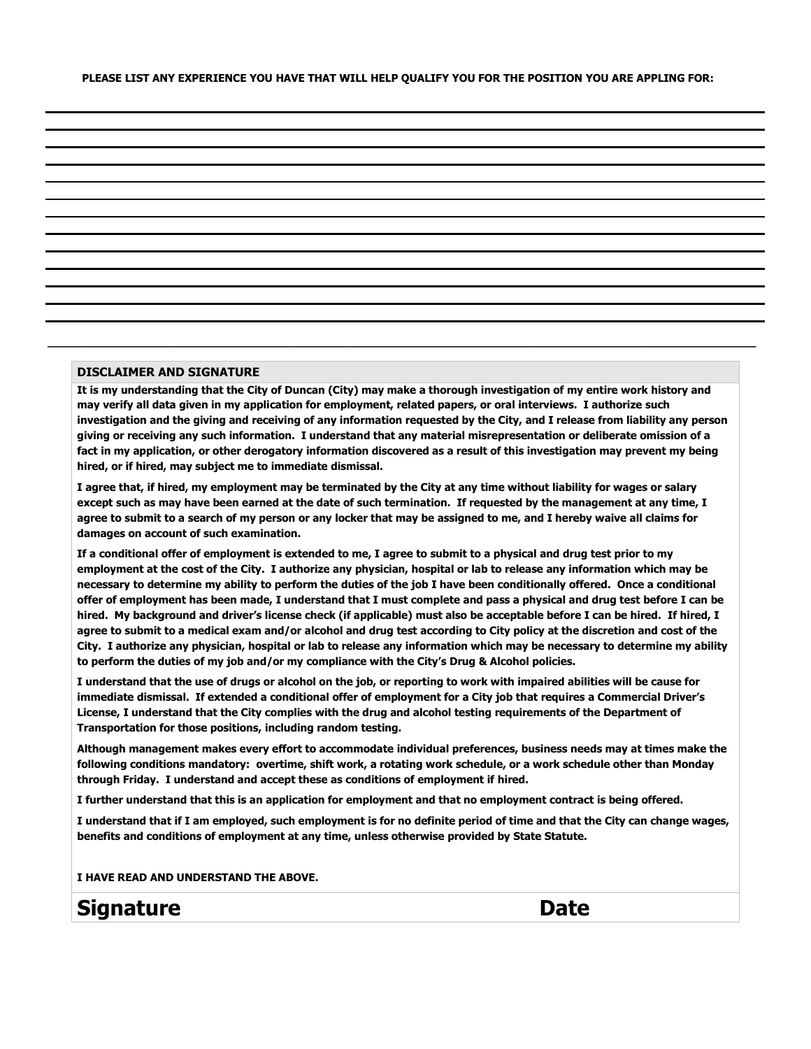**PLEASE LIST ANY EXPERIENCE YOU HAVE THAT WILL HELP QUALIFY YOU FOR THE POSITION YOU ARE APPLING FOR:**

## DISCLAIMER AND SIGNATURE

**It is my understanding that the City of Duncan (City) may make a thorough investigation of my entire work history and may verify all data given in my application for employment, related papers, or oral interviews. I authorize such investigation and the giving and receiving of any information requested by the City, and I release from liability any person giving or receiving any such information. I understand that any material misrepresentation or deliberate omission of a fact in my application, or other derogatory information discovered as a result of this investigation may prevent my being hired, or if hired, may subject me to immediate dismissal.**

**I agree that, if hired, my employment may be terminated by the City at any time without liability for wages or salary except such as may have been earned at the date of such termination. If requested by the management at any time, I agree to submit to a search of my person or any locker that may be assigned to me, and I hereby waive all claims for damages on account of such examination.**

**If a conditional offer of employment is extended to me, I agree to submit to a physical and drug test prior to my employment at the cost of the City. I authorize any physician, hospital or lab to release any information which may be necessary to determine my ability to perform the duties of the job I have been conditionally offered. Once a conditional offer of employment has been made, I understand that I must complete and pass a physical and drug test before I can be hired. My background and driver's license check (if applicable) must also be acceptable before I can be hired. If hired, I agree to submit to a medical exam and/or alcohol and drug test according to City policy at the discretion and cost of the City. I authorize any physician, hospital or lab to release any information which may be necessary to determine my ability to perform the duties of my job and/or my compliance with the City's Drug & Alcohol policies.**

**I understand that the use of drugs or alcohol on the job, or reporting to work with impaired abilities will be cause for immediate dismissal. If extended a conditional offer of employment for a City job that requires a Commercial Driver's License, I understand that the City complies with the drug and alcohol testing requirements of the Department of Transportation for those positions, including random testing.**

**Although management makes every effort to accommodate individual preferences, business needs may at times make the following conditions mandatory: overtime, shift work, a rotating work schedule, or a work schedule other than Monday through Friday. I understand and accept these as conditions of employment if hired.**

**I further understand that this is an application for employment and that no employment contract is being offered.**

**I understand that if I am employed, such employment is for no definite period of time and that the City can change wages, benefits and conditions of employment at any time, unless otherwise provided by State Statute.**

**I HAVE READ AND UNDERSTAND THE ABOVE.**

| **Signature** | **Date** |
|---|---|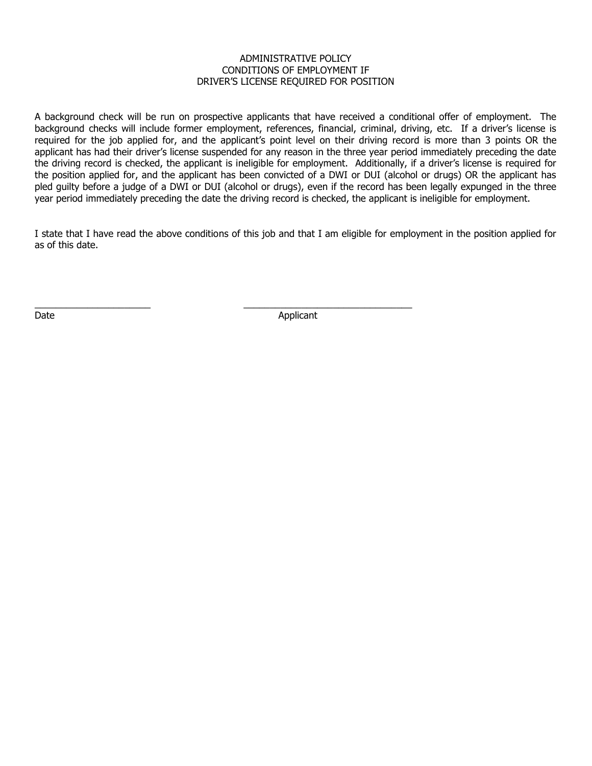# ADMINISTRATIVE POLICY
# CONDITIONS OF EMPLOYMENT IF
# DRIVER'S LICENSE REQUIRED FOR POSITION

A background check will be run on prospective applicants that have received a conditional offer of employment. The background checks will include former employment, references, financial, criminal, driving, etc. If a driver's license is required for the job applied for, and the applicant's point level on their driving record is more than 3 points OR the applicant has had their driver's license suspended for any reason in the three year period immediately preceding the date the driving record is checked, the applicant is ineligible for employment. Additionally, if a driver's license is required for the position applied for, and the applicant has been convicted of a DWI or DUI (alcohol or drugs) OR the applicant has pled guilty before a judge of a DWI or DUI (alcohol or drugs), even if the record has been legally expunged in the three year period immediately preceding the date the driving record is checked, the applicant is ineligible for employment.

I state that I have read the above conditions of this job and that I am eligible for employment in the position applied for as of this date.

______________________ &nbsp;&nbsp;&nbsp;&nbsp;&nbsp;&nbsp;&nbsp;&nbsp; ________________________________

Date &nbsp;&nbsp;&nbsp;&nbsp;&nbsp;&nbsp;&nbsp;&nbsp;&nbsp;&nbsp;&nbsp;&nbsp;&nbsp;&nbsp;&nbsp;&nbsp;&nbsp;&nbsp;&nbsp;&nbsp;&nbsp;&nbsp;&nbsp;&nbsp;&nbsp;&nbsp;&nbsp;&nbsp; Applicant